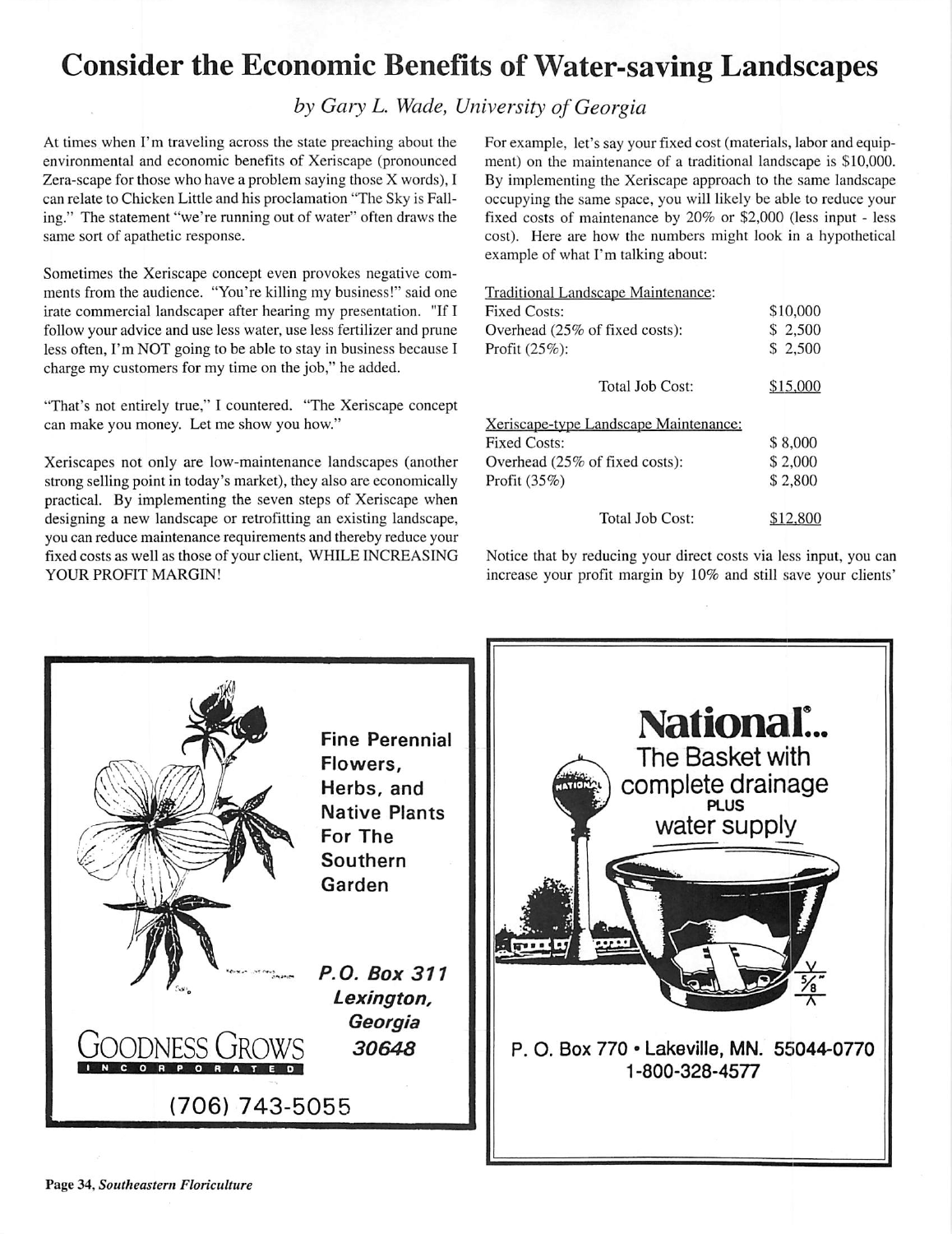# Consider the Economic Benefits of Water-saving Landscapes

*by Gary L. Wade, University of Georgia*

At times when I'm traveling across the state preaching about the environmental and economic benefits of Xeriscape (pronounced Zera-scape for those who have a problem saying those X words), I can relate to Chicken Little and his proclamation "The Sky is Falling." The statement "we're running out of water" often draws the same sort of apathetic response.

Sometimes the Xeriscape concept even provokes negative comments from the audience. "You're killing my business!" said one irate commercial landscaper after hearing my presentation. "If I follow your advice and use less water, use less fertilizer and prune less often, I'm NOT going to be able to stay in business because I charge my customers for my time on the job," he added.

"That's not entirely true," I countered. "The Xeriscape concept can make you money. Let me show you how."

Xeriscapes not only are low-maintenance landscapes (another strong selling point in today's market), they also are economically practical. By implementing the seven steps of Xeriscape when designing a new landscape or retrofitting an existing landscape, you can reduce maintenance requirements and thereby reduce your fixed costs as well as those of your client, WHILE INCREASING YOUR PROFIT MARGIN!

For example, let's say your fixed cost (materials, labor and equipment) on the maintenance of a traditional landscape is $10,000. By implementing the Xeriscape approach to the same landscape occupying the same space, you will likely be able to reduce your fixed costs of maintenance by 20% or $2,000 (less input - less cost). Here are how the numbers might look in a hypothetical example of what I'm talking about:

| Traditional Landscape Maintenance: | |
|---|---|
| Fixed Costs: | $10,000 |
| Overhead (25% of fixed costs): | $ 2,500 |
| Profit (25%): | $ 2,500 |
| Total Job Cost: | $15,000 |

| Xeriscape-type Landscape Maintenance: | |
|---|---|
| Fixed Costs: | $ 8,000 |
| Overhead (25% of fixed costs): | $ 2,000 |
| Profit (35%) | $ 2,800 |
| Total Job Cost: | $12,800 |

Notice that by reducing your direct costs via less input, you can increase your profit margin by 10% and still save your clients'

---

**Fine Perennial Flowers, Herbs, and Native Plants For The Southern Garden**

***P.O. Box 311 Lexington, Georgia 30648***

GOODNESS GROWS INCORPORATED

(706) 743-5055

---

**National®... The Basket with complete drainage PLUS water supply**

P. O. Box 770 • Lakeville, MN. 55044-0770
1-800-328-4577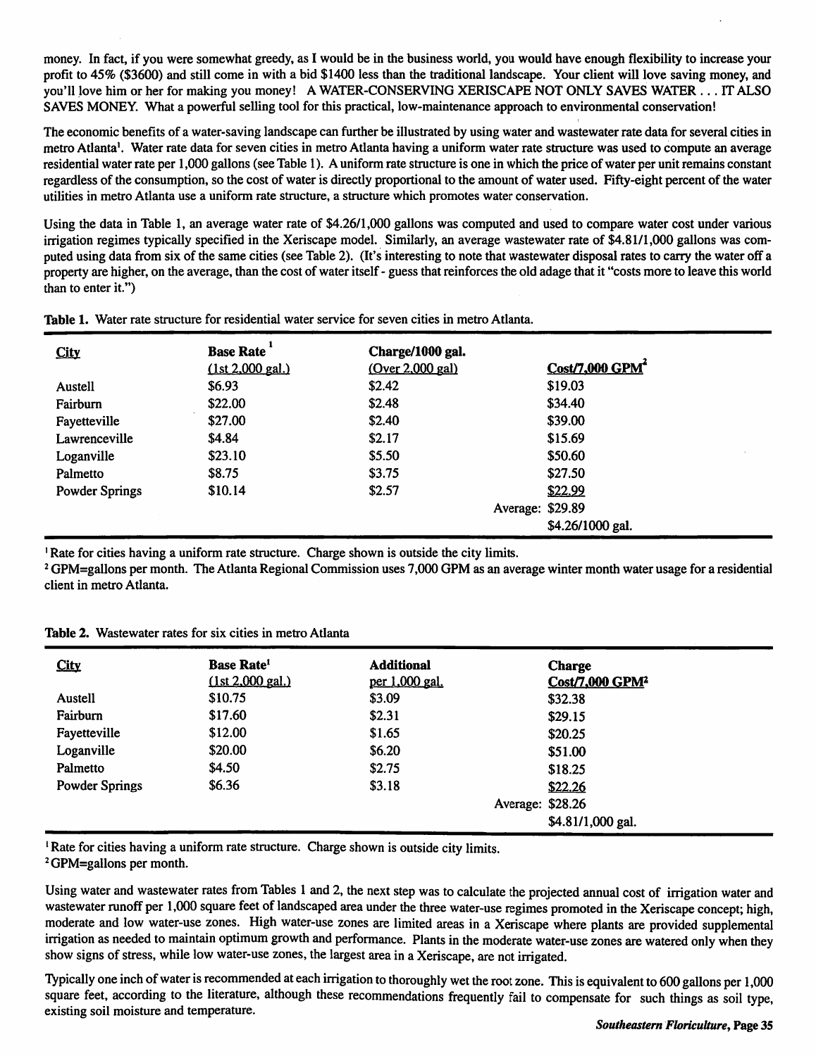money. In fact, if you were somewhat greedy, as I would be in the business world, you would have enough flexibility to increase your profit to 45% ($3600) and still come in with a bid $1400 less than the traditional landscape. Your client will love saving money, and you'll love him or her for making you money! A WATER-CONSERVING XERISCAPE NOT ONLY SAVES WATER . . . IT ALSO SAVES MONEY. What a powerful selling tool for this practical, low-maintenance approach to environmental conservation!

The economic benefits of a water-saving landscape can further be illustrated by using water and wastewater rate data for several cities in metro Atlanta[1]. Water rate data for seven cities in metro Atlanta having a uniform water rate structure was used to compute an average residential water rate per 1,000 gallons (see Table 1). A uniform rate structure is one in which the price of water per unit remains constant regardless of the consumption, so the cost of water is directly proportional to the amount of water used. Fifty-eight percent of the water utilities in metro Atlanta use a uniform rate structure, a structure which promotes water conservation.

Using the data in Table 1, an average water rate of $4.26/1,000 gallons was computed and used to compare water cost under various irrigation regimes typically specified in the Xeriscape model. Similarly, an average wastewater rate of $4.81/1,000 gallons was computed using data from six of the same cities (see Table 2). (It's interesting to note that wastewater disposal rates to carry the water off a property are higher, on the average, than the cost of water itself - guess that reinforces the old adage that it "costs more to leave this world than to enter it.")

**Table 1.** Water rate structure for residential water service for seven cities in metro Atlanta.

| City | Base Rate [1] (1st 2,000 gal.) | Charge/1000 gal. (Over 2,000 gal) | Cost/7,000 GPM [2] |
|---|---|---|---|
| Austell | $6.93 | $2.42 | $19.03 |
| Fairburn | $22.00 | $2.48 | $34.40 |
| Fayetteville | $27.00 | $2.40 | $39.00 |
| Lawrenceville | $4.84 | $2.17 | $15.69 |
| Loganville | $23.10 | $5.50 | $50.60 |
| Palmetto | $8.75 | $3.75 | $27.50 |
| Powder Springs | $10.14 | $2.57 | $22.99 |
| | | Average: | $29.89 |
| | | | $4.26/1000 gal. |

[1] Rate for cities having a uniform rate structure. Charge shown is outside the city limits.
[2] GPM=gallons per month. The Atlanta Regional Commission uses 7,000 GPM as an average winter month water usage for a residential client in metro Atlanta.

**Table 2.** Wastewater rates for six cities in metro Atlanta

| City | Base Rate[1] (1st 2,000 gal.) | Additional per 1,000 gal. | Charge Cost/7,000 GPM[2] |
|---|---|---|---|
| Austell | $10.75 | $3.09 | $32.38 |
| Fairburn | $17.60 | $2.31 | $29.15 |
| Fayetteville | $12.00 | $1.65 | $20.25 |
| Loganville | $20.00 | $6.20 | $51.00 |
| Palmetto | $4.50 | $2.75 | $18.25 |
| Powder Springs | $6.36 | $3.18 | $22.26 |
| | | Average: | $28.26 |
| | | | $4.81/1,000 gal. |

[1] Rate for cities having a uniform rate structure. Charge shown is outside city limits.
[2] GPM=gallons per month.

Using water and wastewater rates from Tables 1 and 2, the next step was to calculate the projected annual cost of irrigation water and wastewater runoff per 1,000 square feet of landscaped area under the three water-use regimes promoted in the Xeriscape concept; high, moderate and low water-use zones. High water-use zones are limited areas in a Xeriscape where plants are provided supplemental irrigation as needed to maintain optimum growth and performance. Plants in the moderate water-use zones are watered only when they show signs of stress, while low water-use zones, the largest area in a Xeriscape, are not irrigated.

Typically one inch of water is recommended at each irrigation to thoroughly wet the root zone. This is equivalent to 600 gallons per 1,000 square feet, according to the literature, although these recommendations frequently fail to compensate for such things as soil type, existing soil moisture and temperature.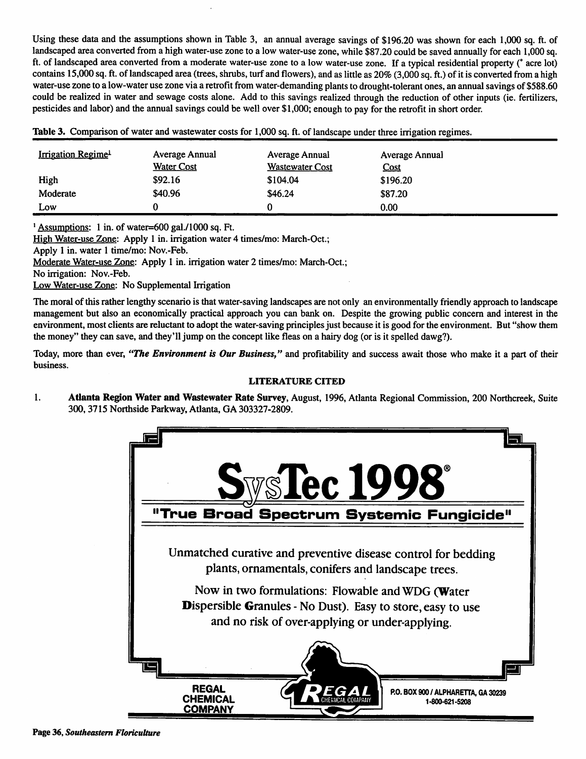Using these data and the assumptions shown in Table 3, an annual average savings of $196.20 was shown for each 1,000 sq. ft. of landscaped area converted from a high water-use zone to a low water-use zone, while $87.20 could be saved annually for each 1,000 sq. ft. of landscaped area converted from a moderate water-use zone to a low water-use zone. If a typical residential property (° acre lot) contains 15,000 sq. ft. of landscaped area (trees, shrubs, turf and flowers), and as little as 20% (3,000 sq. ft.) of it is converted from a high water-use zone to a low-water use zone via a retrofit from water-demanding plants to drought-tolerant ones, an annual savings of $588.60 could be realized in water and sewage costs alone. Add to this savings realized through the reduction of other inputs (ie. fertilizers, pesticides and labor) and the annual savings could be well over $1,000; enough to pay for the retrofit in short order.

**Table 3.** Comparison of water and wastewater costs for 1,000 sq. ft. of landscape under three irrigation regimes.

| Irrigation Regime[1] | Average Annual Water Cost | Average Annual Wastewater Cost | Average Annual Cost |
|---|---|---|---|
| High | $92.16 | $104.04 | $196.20 |
| Moderate | $40.96 | $46.24 | $87.20 |
| Low | 0 | 0 | 0.00 |

[1] Assumptions: 1 in. of water=600 gal./1000 sq. Ft.

High Water-use Zone: Apply 1 in. irrigation water 4 times/mo: March-Oct.;
Apply 1 in. water 1 time/mo: Nov.-Feb.

Moderate Water-use Zone: Apply 1 in. irrigation water 2 times/mo: March-Oct.;
No irrigation: Nov.-Feb.

Low Water-use Zone: No Supplemental Irrigation

The moral of this rather lengthy scenario is that water-saving landscapes are not only an environmentally friendly approach to landscape management but also an economically practical approach you can bank on. Despite the growing public concern and interest in the environment, most clients are reluctant to adopt the water-saving principles just because it is good for the environment. But "show them the money" they can save, and they'll jump on the concept like fleas on a hairy dog (or is it spelled dawg?).

Today, more than ever, ***"The Environment is Our Business,"*** and profitability and success await those who make it a part of their business.

## LITERATURE CITED

1. **Atlanta Region Water and Wastewater Rate Survey**, August, 1996, Atlanta Regional Commission, 200 Northcreek, Suite 300, 3715 Northside Parkway, Atlanta, GA 303327-2809.

# SysTec 1998®

**"True Broad Spectrum Systemic Fungicide"**

Unmatched curative and preventive disease control for bedding plants, ornamentals, conifers and landscape trees.

Now in two formulations: Flowable and WDG (**W**ater **D**ispersible **G**ranules - No Dust). Easy to store, easy to use and no risk of over-applying or under-applying.

**REGAL CHEMICAL COMPANY**

P.O. BOX 900 / ALPHARETTA, GA 30239
1-800-621-5208